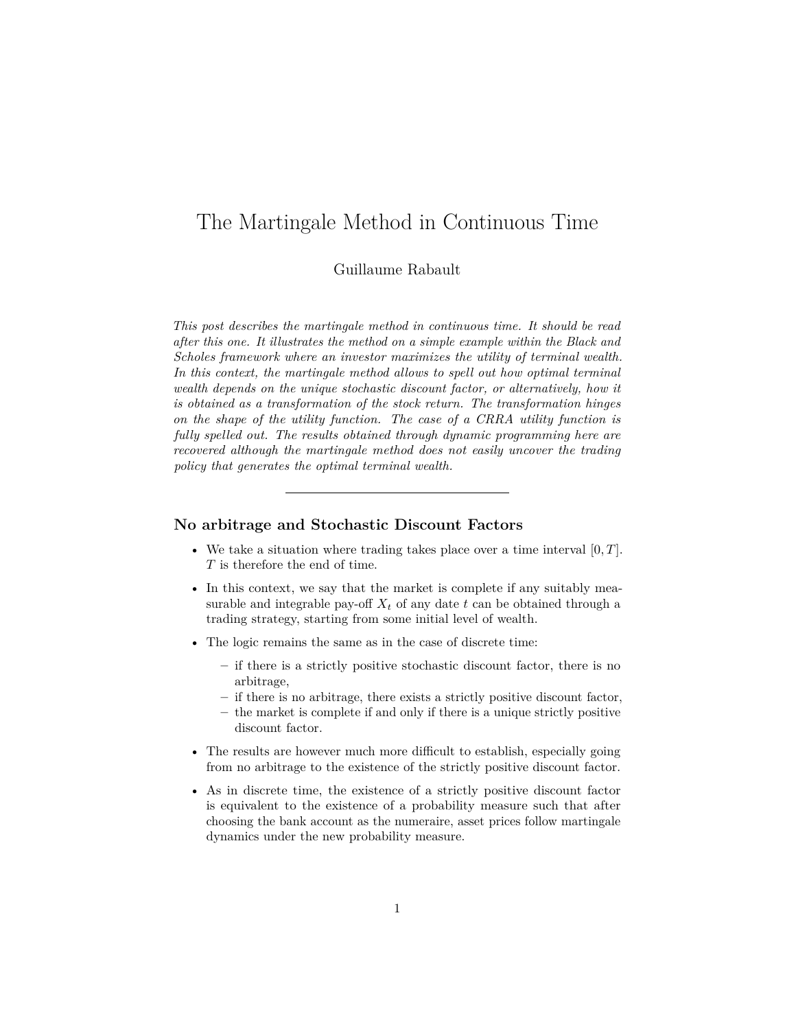# The Martingale Method in Continuous Time

Guillaume Rabault

*This post describes the martingale method in continuous time. It should be read after this one. It illustrates the method on a simple example within the Black and Scholes framework where an investor maximizes the utility of terminal wealth. In this context, the martingale method allows to spell out how optimal terminal wealth depends on the unique stochastic discount factor, or alternatively, how it is obtained as a transformation of the stock return. The transformation hinges on the shape of the utility function. The case of a CRRA utility function is fully spelled out. The results obtained through dynamic programming here are recovered although the martingale method does not easily uncover the trading policy that generates the optimal terminal wealth.*

---

## No arbitrage and Stochastic Discount Factors

- We take a situation where trading takes place over a time interval $[0, T]$. $T$ is therefore the end of time.
- In this context, we say that the market is complete if any suitably measurable and integrable pay-off $X_t$ of any date $t$ can be obtained through a trading strategy, starting from some initial level of wealth.
- The logic remains the same as in the case of discrete time:
  - if there is a strictly positive stochastic discount factor, there is no arbitrage,
  - if there is no arbitrage, there exists a strictly positive discount factor,
  - the market is complete if and only if there is a unique strictly positive discount factor.
- The results are however much more difficult to establish, especially going from no arbitrage to the existence of the strictly positive discount factor.
- As in discrete time, the existence of a strictly positive discount factor is equivalent to the existence of a probability measure such that after choosing the bank account as the numeraire, asset prices follow martingale dynamics under the new probability measure.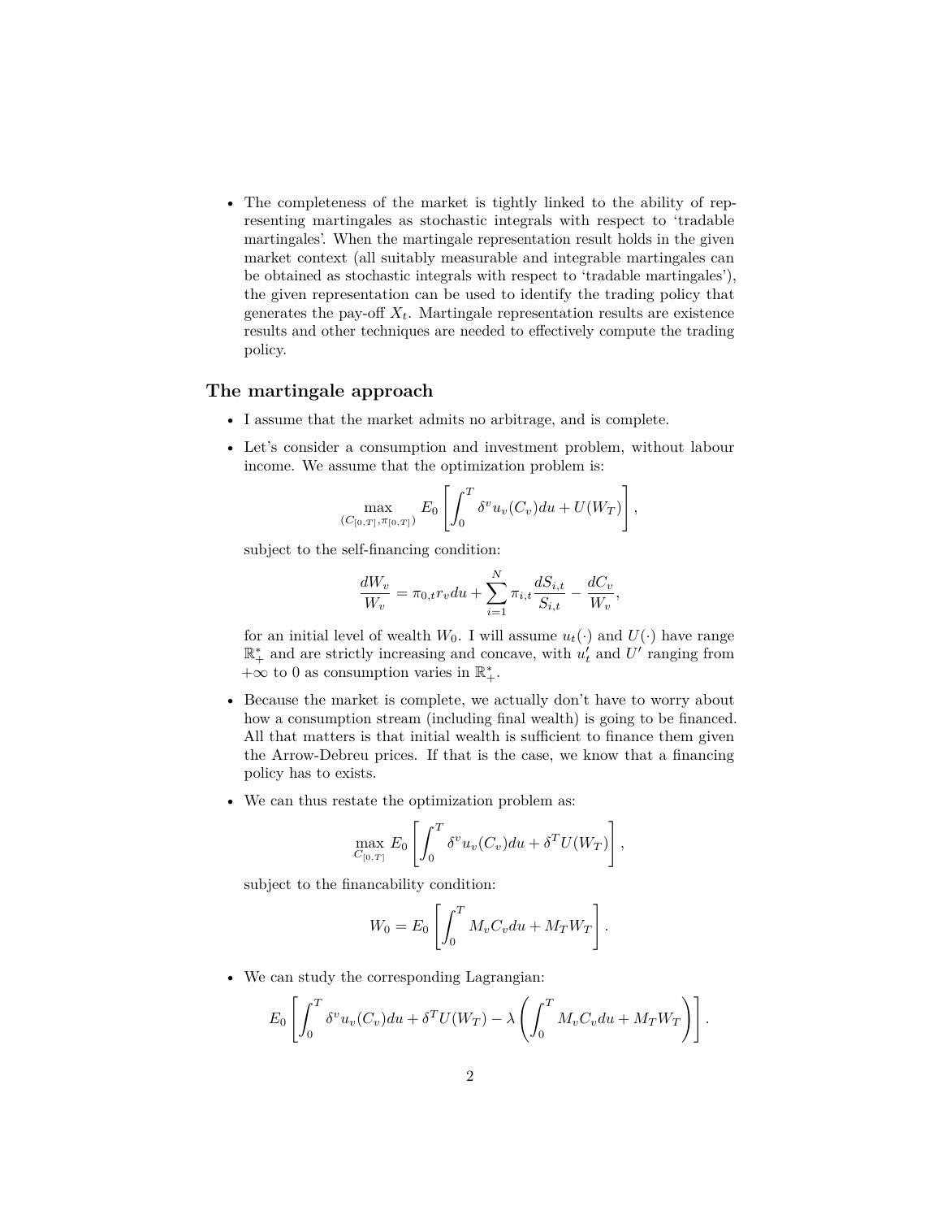- The completeness of the market is tightly linked to the ability of representing martingales as stochastic integrals with respect to 'tradable martingales'. When the martingale representation result holds in the given market context (all suitably measurable and integrable martingales can be obtained as stochastic integrals with respect to 'tradable martingales'), the given representation can be used to identify the trading policy that generates the pay-off $X_t$. Martingale representation results are existence results and other techniques are needed to effectively compute the trading policy.

## The martingale approach

- I assume that the market admits no arbitrage, and is complete.
- Let's consider a consumption and investment problem, without labour income. We assume that the optimization problem is:

$$\max_{(C_{[0,T]},\pi_{[0,T]})} E_0\left[\int_0^T \delta^v u_v(C_v)du + U(W_T)\right],$$

subject to the self-financing condition:

$$\frac{dW_v}{W_v} = \pi_{0,t} r_v du + \sum_{i=1}^{N} \pi_{i,t}\frac{dS_{i,t}}{S_{i,t}} - \frac{dC_v}{W_v},$$

for an initial level of wealth $W_0$. I will assume $u_t(\cdot)$ and $U(\cdot)$ have range $\mathbb{R}_+^*$ and are strictly increasing and concave, with $u_t'$ and $U'$ ranging from $+\infty$ to 0 as consumption varies in $\mathbb{R}_+^*$.

- Because the market is complete, we actually don't have to worry about how a consumption stream (including final wealth) is going to be financed. All that matters is that initial wealth is sufficient to finance them given the Arrow-Debreu prices. If that is the case, we know that a financing policy has to exists.
- We can thus restate the optimization problem as:

$$\max_{C_{[0,T]}} E_0\left[\int_0^T \delta^v u_v(C_v)du + \delta^T U(W_T)\right],$$

subject to the financability condition:

$$W_0 = E_0\left[\int_0^T M_v C_v du + M_T W_T\right].$$

- We can study the corresponding Lagrangian:

$$E_0\left[\int_0^T \delta^v u_v(C_v)du + \delta^T U(W_T) - \lambda\left(\int_0^T M_v C_v du + M_T W_T\right)\right].$$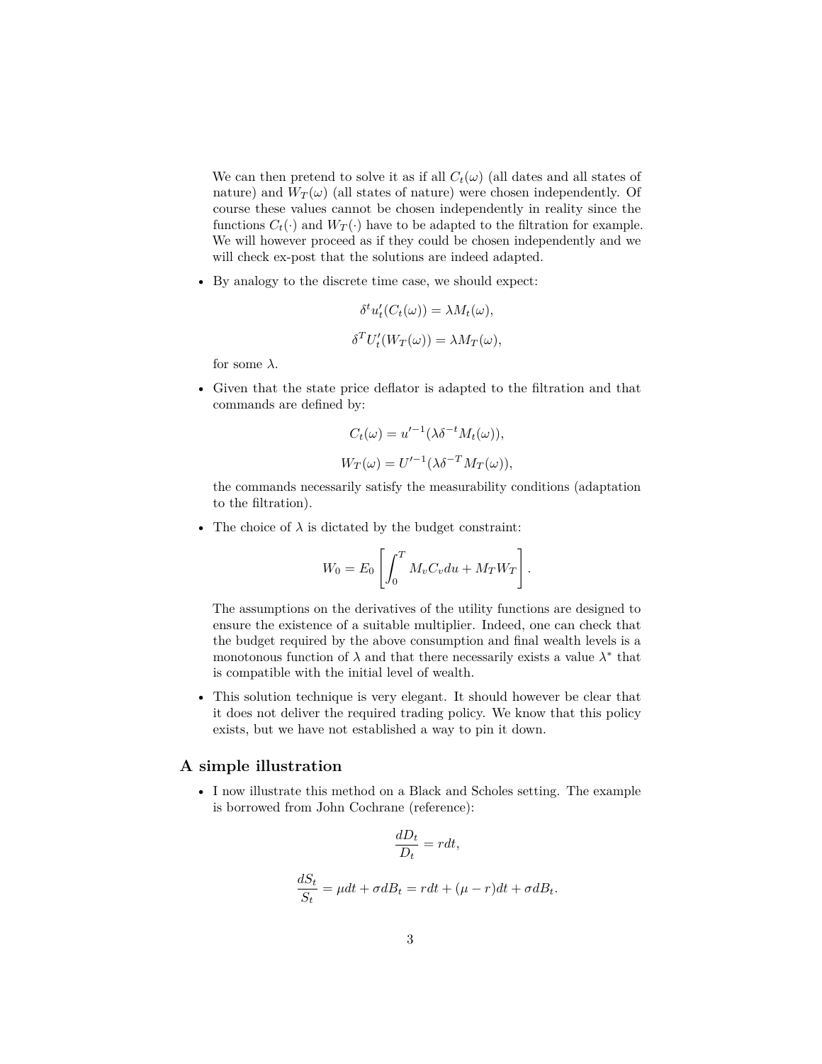We can then pretend to solve it as if all $C_t(\omega)$ (all dates and all states of nature) and $W_T(\omega)$ (all states of nature) were chosen independently. Of course these values cannot be chosen independently in reality since the functions $C_t(\cdot)$ and $W_T(\cdot)$ have to be adapted to the filtration for example. We will however proceed as if they could be chosen independently and we will check ex-post that the solutions are indeed adapted.

- By analogy to the discrete time case, we should expect:

$$\delta^t u_t'(C_t(\omega)) = \lambda M_t(\omega),$$

$$\delta^T U_t'(W_T(\omega)) = \lambda M_T(\omega),$$

  for some $\lambda$.

- Given that the state price deflator is adapted to the filtration and that commands are defined by:

$$C_t(\omega) = u'^{-1}(\lambda \delta^{-t} M_t(\omega)),$$

$$W_T(\omega) = U'^{-1}(\lambda \delta^{-T} M_T(\omega)),$$

  the commands necessarily satisfy the measurability conditions (adaptation to the filtration).

- The choice of $\lambda$ is dictated by the budget constraint:

$$W_0 = E_0 \left[ \int_0^T M_v C_v du + M_T W_T \right].$$

  The assumptions on the derivatives of the utility functions are designed to ensure the existence of a suitable multiplier. Indeed, one can check that the budget required by the above consumption and final wealth levels is a monotonous function of $\lambda$ and that there necessarily exists a value $\lambda^*$ that is compatible with the initial level of wealth.

- This solution technique is very elegant. It should however be clear that it does not deliver the required trading policy. We know that this policy exists, but we have not established a way to pin it down.

## A simple illustration

- I now illustrate this method on a Black and Scholes setting. The example is borrowed from John Cochrane (reference):

$$\frac{dD_t}{D_t} = r dt,$$

$$\frac{dS_t}{S_t} = \mu dt + \sigma dB_t = r dt + (\mu - r) dt + \sigma dB_t.$$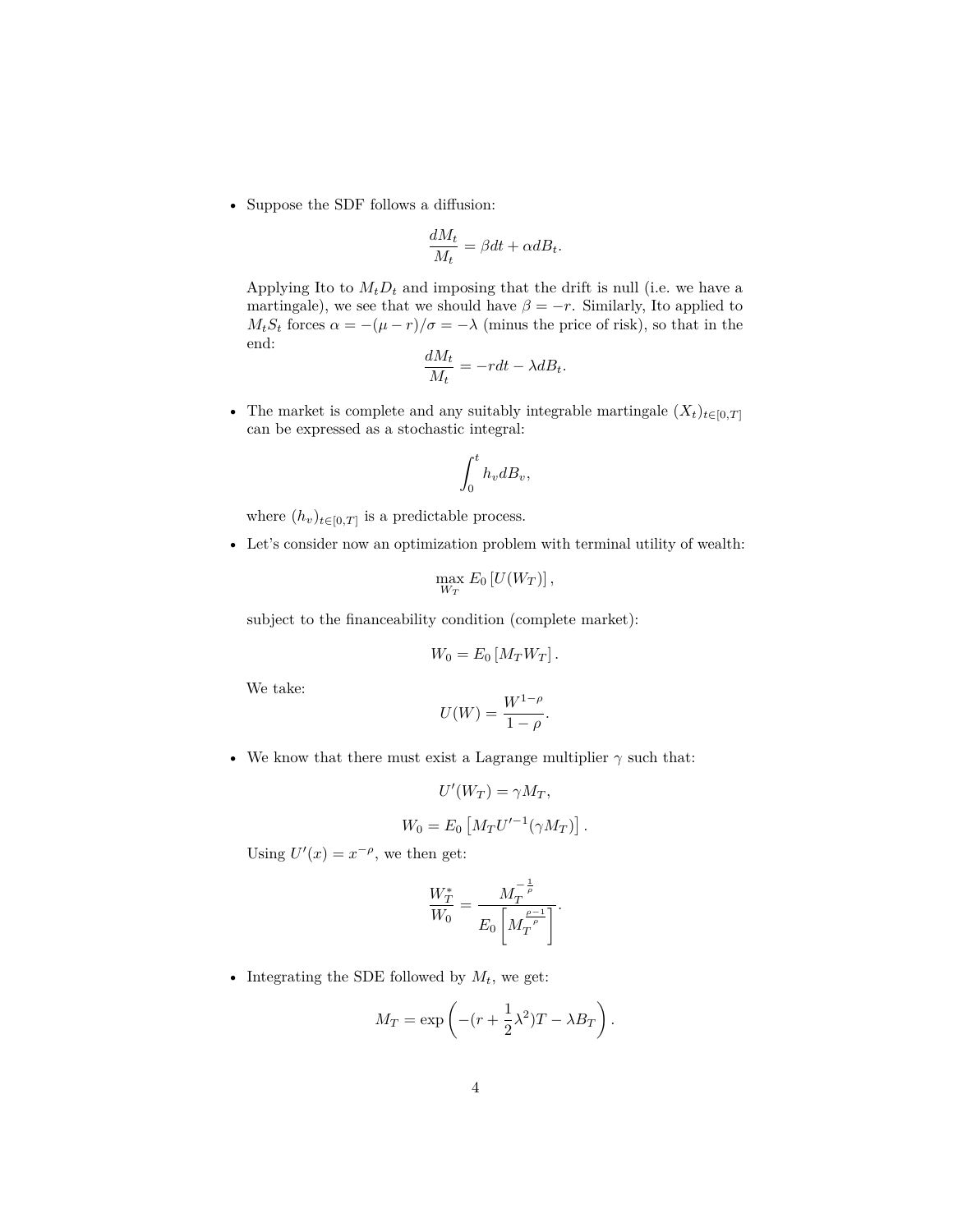- Suppose the SDF follows a diffusion:

$$\frac{dM_t}{M_t} = \beta dt + \alpha dB_t.$$

  Applying Ito to $M_t D_t$ and imposing that the drift is null (i.e. we have a martingale), we see that we should have $\beta = -r$. Similarly, Ito applied to $M_t S_t$ forces $\alpha = -(\mu - r)/\sigma = -\lambda$ (minus the price of risk), so that in the end:

$$\frac{dM_t}{M_t} = -r dt - \lambda dB_t.$$

- The market is complete and any suitably integrable martingale $(X_t)_{t\in[0,T]}$ can be expressed as a stochastic integral:

$$\int_0^t h_v dB_v,$$

  where $(h_v)_{t\in[0,T]}$ is a predictable process.

- Let's consider now an optimization problem with terminal utility of wealth:

$$\max_{W_T} E_0 \left[ U(W_T) \right],$$

  subject to the financeability condition (complete market):

$$W_0 = E_0 \left[ M_T W_T \right].$$

  We take:

$$U(W) = \frac{W^{1-\rho}}{1-\rho}.$$

- We know that there must exist a Lagrange multiplier $\gamma$ such that:

$$U'(W_T) = \gamma M_T,$$

$$W_0 = E_0 \left[ M_T U'^{-1}(\gamma M_T) \right].$$

  Using $U'(x) = x^{-\rho}$, we then get:

$$\frac{W_T^*}{W_0} = \frac{M_T^{-\frac{1}{\rho}}}{E_0 \left[ M_T^{\frac{\rho-1}{\rho}} \right]}.$$

- Integrating the SDE followed by $M_t$, we get:

$$M_T = \exp\left( -(r + \frac{1}{2}\lambda^2)T - \lambda B_T \right).$$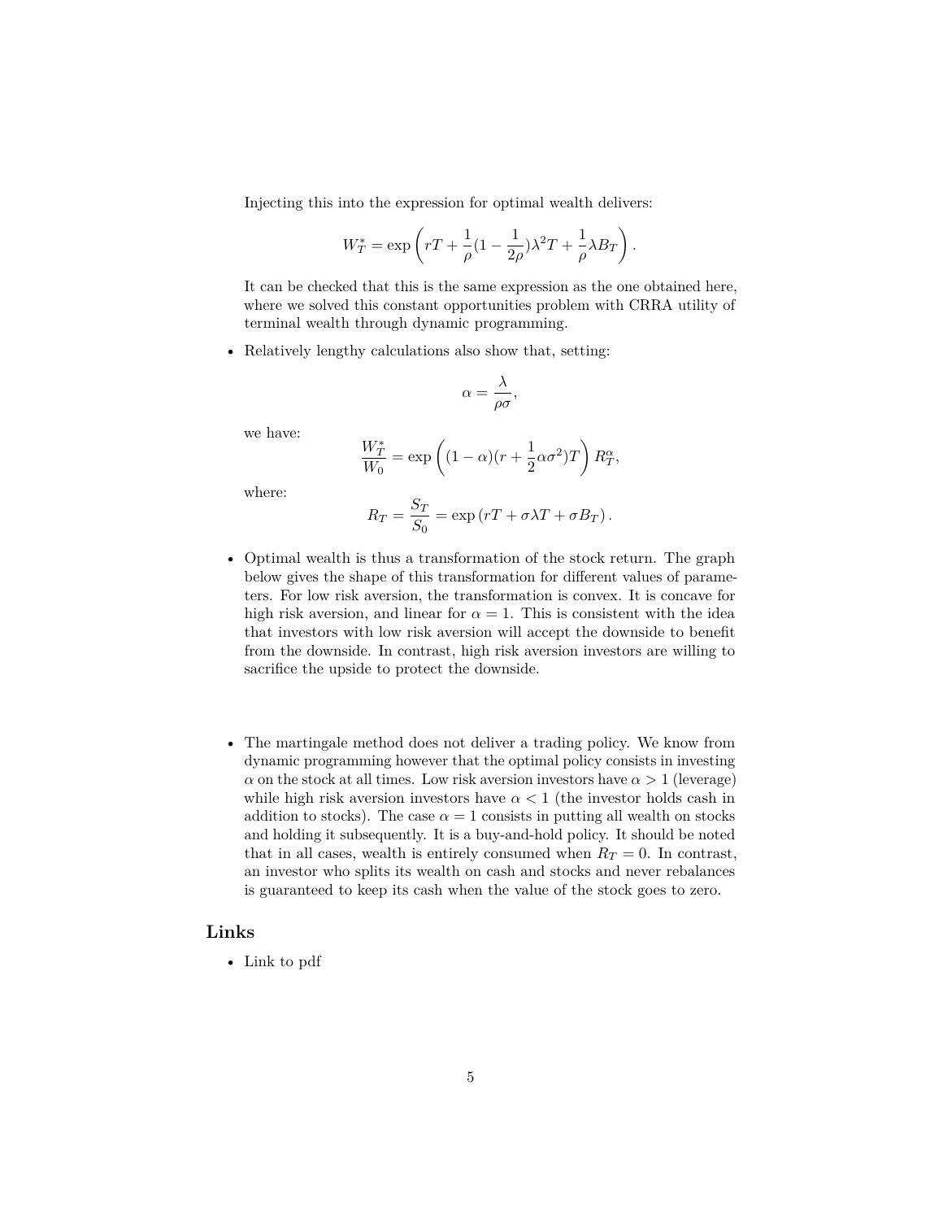Injecting this into the expression for optimal wealth delivers:

$$W_T^* = \exp\left(rT + \frac{1}{\rho}(1 - \frac{1}{2\rho})\lambda^2 T + \frac{1}{\rho}\lambda B_T\right).$$

It can be checked that this is the same expression as the one obtained here, where we solved this constant opportunities problem with CRRA utility of terminal wealth through dynamic programming.

- Relatively lengthy calculations also show that, setting:

$$\alpha = \frac{\lambda}{\rho\sigma},$$

we have:

$$\frac{W_T^*}{W_0} = \exp\left((1-\alpha)(r + \frac{1}{2}\alpha\sigma^2)T\right) R_T^\alpha,$$

where:

$$R_T = \frac{S_T}{S_0} = \exp\left(rT + \sigma\lambda T + \sigma B_T\right).$$

- Optimal wealth is thus a transformation of the stock return. The graph below gives the shape of this transformation for different values of parameters. For low risk aversion, the transformation is convex. It is concave for high risk aversion, and linear for $\alpha = 1$. This is consistent with the idea that investors with low risk aversion will accept the downside to benefit from the downside. In contrast, high risk aversion investors are willing to sacrifice the upside to protect the downside.

- The martingale method does not deliver a trading policy. We know from dynamic programming however that the optimal policy consists in investing $\alpha$ on the stock at all times. Low risk aversion investors have $\alpha > 1$ (leverage) while high risk aversion investors have $\alpha < 1$ (the investor holds cash in addition to stocks). The case $\alpha = 1$ consists in putting all wealth on stocks and holding it subsequently. It is a buy-and-hold policy. It should be noted that in all cases, wealth is entirely consumed when $R_T = 0$. In contrast, an investor who splits its wealth on cash and stocks and never rebalances is guaranteed to keep its cash when the value of the stock goes to zero.

## Links

- Link to pdf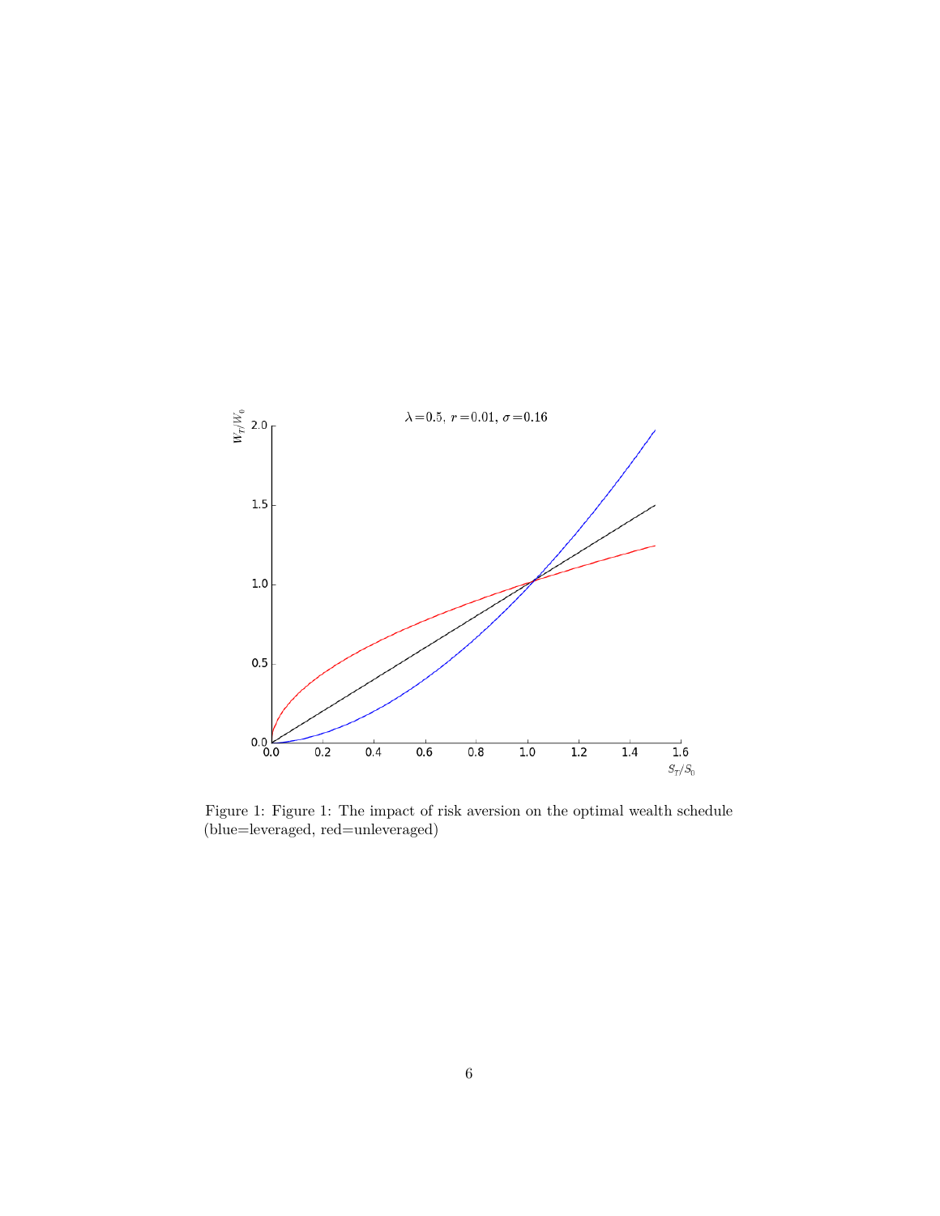$\lambda = 0.5,\ r = 0.01,\ \sigma = 0.16$

$W_T/W_0$

2.0

1.5

1.0

0.5

0.0

0.0 0.2 0.4 0.6 0.8 1.0 1.2 1.4 1.6

$S_T/S_0$

Figure 1: Figure 1: The impact of risk aversion on the optimal wealth schedule (blue=leveraged, red=unleveraged)